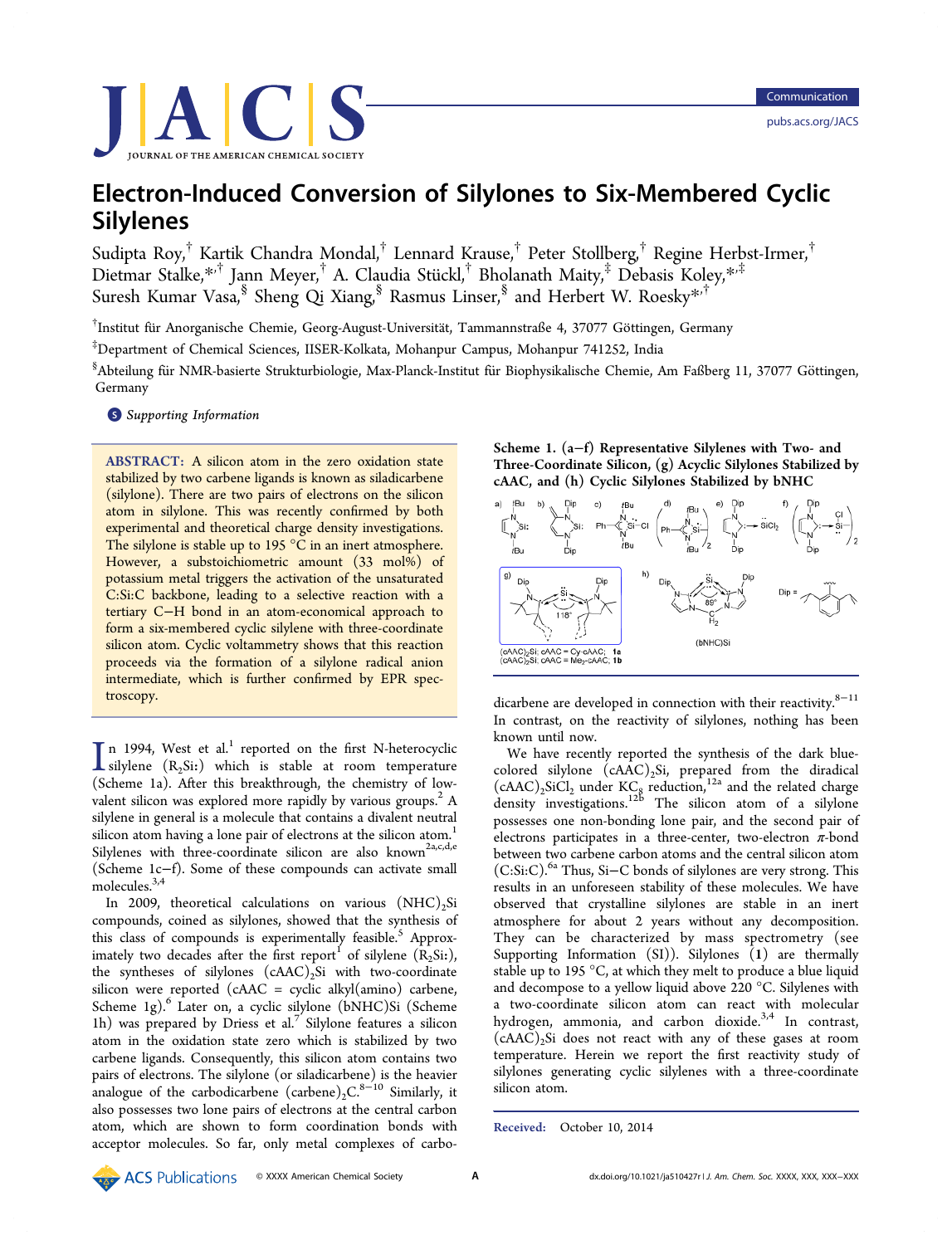# Electron-Induced Conversion of Silylones to Six-Membered Cyclic Silylenes

Sudipta Roy,[†] Kartik Chandra Mondal,[†] Lennard Krause,[†] Peter Stollberg,[†] Regine Herbst-Irmer,[†] Dietmar Stalke,*[,†] Jann Meyer,[†] A. Claudia Stückl,[†] Bholanath Maity,[‡] Debasis Koley,*[,‡] Suresh Kumar Vasa,[§] Sheng Qi Xiang,[§] Rasmus Linser,[§] and Herbert W. Roesky*[,†]

[†]Institut für Anorganische Chemie, Georg-August-Universität, Tammannstraße 4, 37077 Göttingen, Germany

[‡]Department of Chemical Sciences, IISER-Kolkata, Mohanpur Campus, Mohanpur 741252, India

[§]Abteilung für NMR-basierte Strukturbiologie, Max-Planck-Institut für Biophysikalische Chemie, Am Faßberg 11, 37077 Göttingen, Germany

Supporting Information

**ABSTRACT:** A silicon atom in the zero oxidation state stabilized by two carbene ligands is known as siladicarbene (silylone). There are two pairs of electrons on the silicon atom in silylone. This was recently confirmed by both experimental and theoretical charge density investigations. The silylone is stable up to 195 °C in an inert atmosphere. However, a substoichiometric amount (33 mol%) of potassium metal triggers the activation of the unsaturated C:Si:C backbone, leading to a selective reaction with a tertiary C−H bond in an atom-economical approach to form a six-membered cyclic silylene with three-coordinate silicon atom. Cyclic voltammetry shows that this reaction proceeds via the formation of a silylone radical anion intermediate, which is further confirmed by EPR spectroscopy.

In 1994, West et al.[1] reported on the first N-heterocyclic silylene ($R_2Si$:) which is stable at room temperature (Scheme 1a). After this breakthrough, the chemistry of low-valent silicon was explored more rapidly by various groups.[2] A silylene in general is a molecule that contains a divalent neutral silicon atom having a lone pair of electrons at the silicon atom.[1] Silylenes with three-coordinate silicon are also known[2a,c,d,e] (Scheme 1c−f). Some of these compounds can activate small molecules.[3,4]

In 2009, theoretical calculations on various $(NHC)_2Si$ compounds, coined as silylones, showed that the synthesis of this class of compounds is experimentally feasible.[5] Approximately two decades after the first report[1] of silylene ($R_2Si$:), the syntheses of silylones $(cAAC)_2Si$ with two-coordinate silicon were reported (cAAC = cyclic alkyl(amino) carbene, Scheme 1g).[6] Later on, a cyclic silylone (bNHC)Si (Scheme 1h) was prepared by Driess et al.[7] Silylone features a silicon atom in the oxidation state zero which is stabilized by two carbene ligands. Consequently, this silicon atom contains two pairs of electrons. The silylone (or siladicarbene) is the heavier analogue of the carbodicarbene $(carbene)_2C$.[8−10] Similarly, it also possesses two lone pairs of electrons at the central carbon atom, which are shown to form coordination bonds with acceptor molecules. So far, only metal complexes of carbodicarbene are developed in connection with their reactivity.[8−11] In contrast, on the reactivity of silylones, nothing has been known until now.

**Scheme 1. (a−f) Representative Silylenes with Two- and Three-Coordinate Silicon, (g) Acyclic Silylones Stabilized by cAAC, and (h) Cyclic Silylones Stabilized by bNHC**

(g) $(cAAC)_2Si$: cAAC = Cy-cAAC; **1a**; $(cAAC)_2Si$: cAAC = $Me_2$-cAAC; **1b**. (h) (bNHC)Si

We have recently reported the synthesis of the dark blue-colored silylone $(cAAC)_2Si$, prepared from the diradical $(cAAC)_2SiCl_2$ under $KC_8$ reduction,[12a] and the related charge density investigations.[12b] The silicon atom of a silylone possesses one non-bonding lone pair, and the second pair of electrons participates in a three-center, two-electron π-bond between two carbene carbon atoms and the central silicon atom (C:Si:C).[6a] Thus, Si−C bonds of silylones are very strong. This results in an unforeseen stability of these molecules. We have observed that crystalline silylones are stable in an inert atmosphere for about 2 years without any decomposition. They can be characterized by mass spectrometry (see Supporting Information (SI)). Silylones (**1**) are thermally stable up to 195 °C, at which they melt to produce a blue liquid and decompose to a yellow liquid above 220 °C. Silylenes with a two-coordinate silicon atom can react with molecular hydrogen, ammonia, and carbon dioxide.[3,4] In contrast, $(cAAC)_2Si$ does not react with any of these gases at room temperature. Herein we report the first reactivity study of silylones generating cyclic silylenes with a three-coordinate silicon atom.

Received: October 10, 2014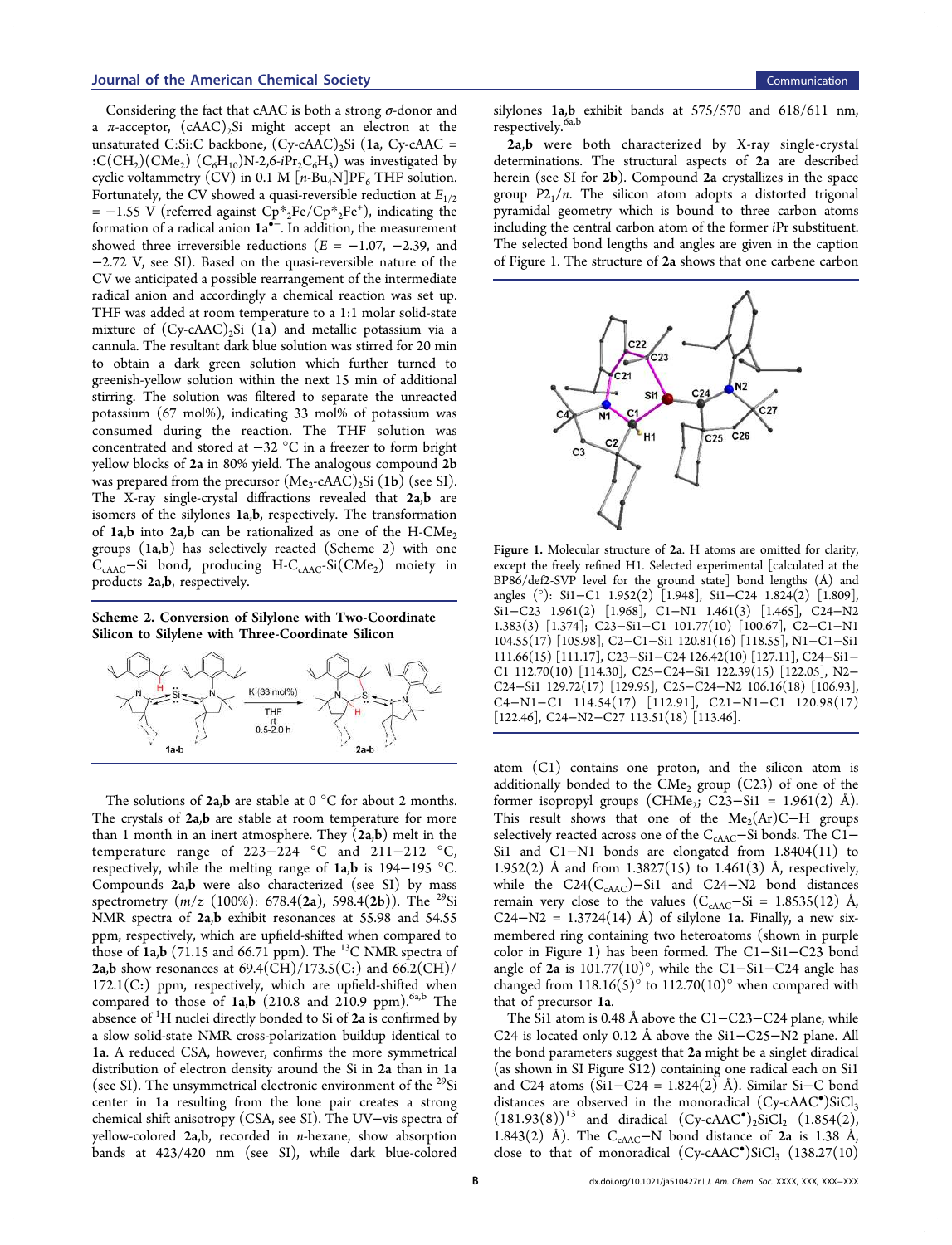Considering the fact that cAAC is both a strong σ-donor and a π-acceptor, $(cAAC)_2Si$ might accept an electron at the unsaturated C:Si:C backbone, $(Cy\text{-}cAAC)_2Si$ (**1a**, Cy-cAAC = :C(CH$_2$)(CMe$_2$) (C$_6$H$_{10}$)N-2,6-$i$Pr$_2$C$_6$H$_3$) was investigated by cyclic voltammetry (CV) in 0.1 M [$n$-Bu$_4$N]PF$_6$ THF solution. Fortunately, the CV showed a quasi-reversible reduction at $E_{1/2}$ = −1.55 V (referred against $Cp^*_2Fe/Cp^*_2Fe^+$), indicating the formation of a radical anion **1a**$^{\bullet-}$. In addition, the measurement showed three irreversible reductions ($E$ = −1.07, −2.39, and −2.72 V, see SI). Based on the quasi-reversible nature of the CV we anticipated a possible rearrangement of the intermediate radical anion and accordingly a chemical reaction was set up. THF was added at room temperature to a 1:1 molar solid-state mixture of $(Cy\text{-}cAAC)_2Si$ (**1a**) and metallic potassium via a cannula. The resultant dark blue solution was stirred for 20 min to obtain a dark green solution which further turned to greenish-yellow solution within the next 15 min of additional stirring. The solution was filtered to separate the unreacted potassium (67 mol%), indicating 33 mol% of potassium was consumed during the reaction. The THF solution was concentrated and stored at −32 °C in a freezer to form bright yellow blocks of **2a** in 80% yield. The analogous compound **2b** was prepared from the precursor $(Me_2\text{-}cAAC)_2Si$ (**1b**) (see SI). The X-ray single-crystal diffractions revealed that **2a,b** are isomers of the silylones **1a,b**, respectively. The transformation of **1a,b** into **2a,b** can be rationalized as one of the H-CMe$_2$ groups (**1a,b**) has selectively reacted (Scheme 2) with one $C_{cAAC}$−Si bond, producing H-$C_{cAAC}$-Si(CMe$_2$) moiety in products **2a,b**, respectively.

**Scheme 2. Conversion of Silylone with Two-Coordinate Silicon to Silylene with Three-Coordinate Silicon**

K (33 mol%), THF, rt, 0.5–2.0 h; **1a-b** → **2a-b**

The solutions of **2a,b** are stable at 0 °C for about 2 months. The crystals of **2a,b** are stable at room temperature for more than 1 month in an inert atmosphere. They (**2a,b**) melt in the temperature range of 223−224 °C and 211−212 °C, respectively, while the melting range of **1a,b** is 194−195 °C. Compounds **2a,b** were also characterized (see SI) by mass spectrometry ($m/z$ (100%): 678.4(**2a**), 598.4(**2b**)). The $^{29}$Si NMR spectra of **2a,b** exhibit resonances at 55.98 and 54.55 ppm, respectively, which are upfield-shifted when compared to those of **1a,b** (71.15 and 66.71 ppm). The $^{13}$C NMR spectra of **2a,b** show resonances at 69.4(CH)/173.5(C:) and 66.2(CH)/172.1(C:) ppm, respectively, which are upfield-shifted when compared to those of **1a,b** (210.8 and 210.9 ppm).[6a,b] The absence of $^1$H nuclei directly bonded to Si of **2a** is confirmed by a slow solid-state NMR cross-polarization buildup identical to **1a**. A reduced CSA, however, confirms the more symmetrical distribution of electron density around the Si in **2a** than in **1a** (see SI). The unsymmetrical electronic environment of the $^{29}$Si center in **1a** resulting from the lone pair creates a strong chemical shift anisotropy (CSA, see SI). The UV−vis spectra of yellow-colored **2a,b**, recorded in $n$-hexane, show absorption bands at 423/420 nm (see SI), while dark blue-colored silylones **1a,b** exhibit bands at 575/570 and 618/611 nm, respectively.[6a,b]

**2a,b** were both characterized by X-ray single-crystal determinations. The structural aspects of **2a** are described herein (see SI for **2b**). Compound **2a** crystallizes in the space group $P2_1/n$. The silicon atom adopts a distorted trigonal pyramidal geometry which is bound to three carbon atoms including the central carbon atom of the former $i$Pr substituent. The selected bond lengths and angles are given in the caption of Figure 1. The structure of **2a** shows that one carbene carbon

**Figure 1.** Molecular structure of **2a**. H atoms are omitted for clarity, except the freely refined H1. Selected experimental [calculated at the BP86/def2-SVP level for the ground state] bond lengths (Å) and angles (°): Si1−C1 1.952(2) [1.948], Si1−C24 1.824(2) [1.809], Si1−C23 1.961(2) [1.968], C1−N1 1.461(3) [1.465], C24−N2 1.383(3) [1.374]; C23−Si1−C1 101.77(10) [100.67], C2−C1−N1 104.55(17) [105.98], C2−C1−Si1 120.81(16) [118.55], N1−C1−Si1 111.66(15) [111.17], C23−Si1−C24 126.42(10) [127.11], C24−Si1−C1 112.70(10) [114.30], C25−C24−Si1 122.39(15) [122.05], N2−C24−Si1 129.72(17) [129.95], C25−C24−N2 106.16(18) [106.93], C4−N1−C1 114.54(17) [112.91], C21−N1−C1 120.98(17) [122.46], C24−N2−C27 113.51(18) [113.46].

atom (C1) contains one proton, and the silicon atom is additionally bonded to the CMe$_2$ group (C23) of one of the former isopropyl groups (CHMe$_2$; C23−Si1 = 1.961(2) Å). This result shows that one of the Me$_2$(Ar)C−H groups selectively reacted across one of the $C_{cAAC}$−Si bonds. The C1−Si1 and C1−N1 bonds are elongated from 1.8404(11) to 1.952(2) Å and from 1.3827(15) to 1.461(3) Å, respectively, while the C24($C_{cAAC}$)−Si1 and C24−N2 bond distances remain very close to the values ($C_{cAAC}$−Si = 1.8535(12) Å, C24−N2 = 1.3724(14) Å) of silylone **1a**. Finally, a new six-membered ring containing two heteroatoms (shown in purple color in Figure 1) has been formed. The C1−Si1−C23 bond angle of **2a** is 101.77(10)°, while the C1−Si1−C24 angle has changed from 118.16(5)° to 112.70(10)° when compared with that of precursor **1a**.

The Si1 atom is 0.48 Å above the C1−C23−C24 plane, while C24 is located only 0.12 Å above the Si1−C25−N2 plane. All the bond parameters suggest that **2a** might be a singlet diradical (as shown in SI Figure S12) containing one radical each on Si1 and C24 atoms (Si1−C24 = 1.824(2) Å). Similar Si−C bond distances are observed in the monoradical $(Cy\text{-}cAAC^{\bullet})SiCl_3$ (181.93(8))[13] and diradical $(Cy\text{-}cAAC^{\bullet})_2SiCl_2$ (1.854(2), 1.843(2) Å). The $C_{cAAC}$−N bond distance of **2a** is 1.38 Å, close to that of monoradical $(Cy\text{-}cAAC^{\bullet})SiCl_3$ (138.27(10)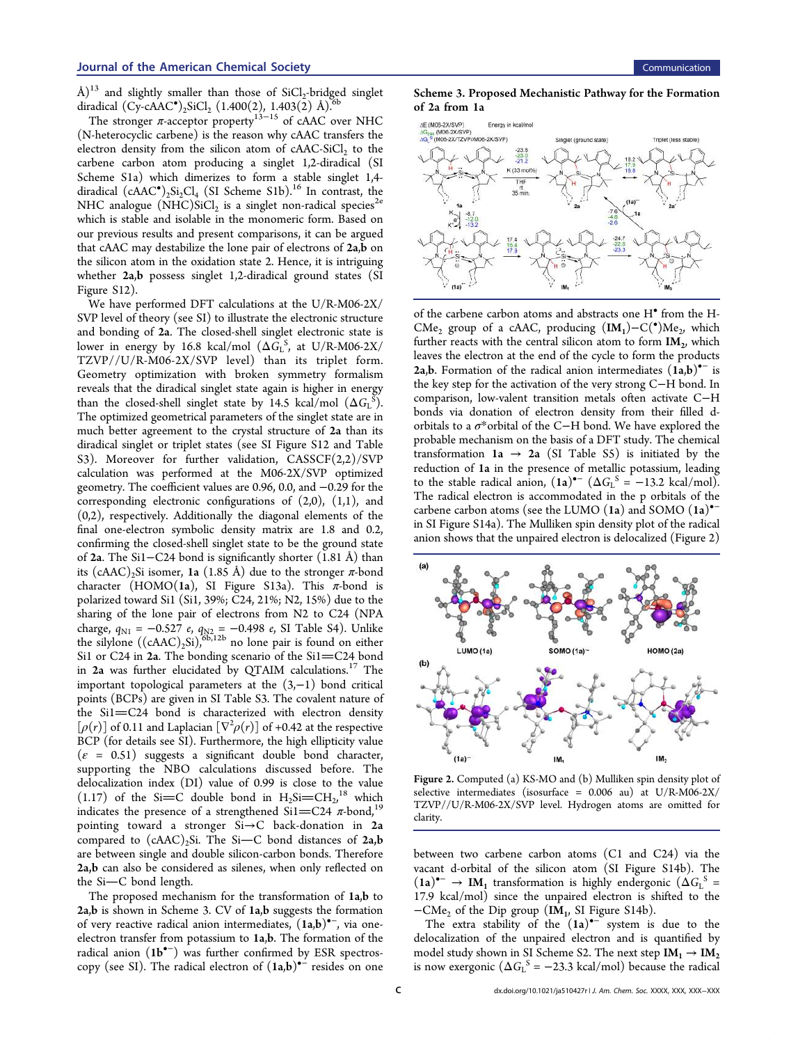Å)[13] and slightly smaller than those of $SiCl_2$-bridged singlet diradical (Cy-cAAC$^•$)$_2$SiCl$_2$ (1.400(2), 1.403(2) Å).[6b]

The stronger π-acceptor property[13−15] of cAAC over NHC (N-heterocyclic carbene) is the reason why cAAC transfers the electron density from the silicon atom of cAAC-$SiCl_2$ to the carbene carbon atom producing a singlet 1,2-diradical (SI Scheme S1a) which dimerizes to form a stable singlet 1,4-diradical (cAAC$^•$)$_2$Si$_2$Cl$_4$ (SI Scheme S1b).[16] In contrast, the NHC analogue (NHC)$SiCl_2$ is a singlet non-radical species[2e] which is stable and isolable in the monomeric form. Based on our previous results and present comparisons, it can be argued that cAAC may destabilize the lone pair of electrons of **2a**,**b** on the silicon atom in the oxidation state 2. Hence, it is intriguing whether **2a**,**b** possess singlet 1,2-diradical ground states (SI Figure S12).

We have performed DFT calculations at the U/R-M06-2X/SVP level of theory (see SI) to illustrate the electronic structure and bonding of **2a**. The closed-shell singlet electronic state is lower in energy by 16.8 kcal/mol ($\Delta G_L^S$, at U/R-M06-2X/TZVP//U/R-M06-2X/SVP level) than its triplet form. Geometry optimization with broken symmetry formalism reveals that the diradical singlet state again is higher in energy than the closed-shell singlet state by 14.5 kcal/mol ($\Delta G_L^S$). The optimized geometrical parameters of the singlet state are in much better agreement to the crystal structure of **2a** than its diradical singlet or triplet states (see SI Figure S12 and Table S3). Moreover for further validation, CASSCF(2,2)/SVP calculation was performed at the M06-2X/SVP optimized geometry. The coefficient values are 0.96, 0.0, and −0.29 for the corresponding electronic configurations of (2,0), (1,1), and (0,2), respectively. Additionally the diagonal elements of the final one-electron symbolic density matrix are 1.8 and 0.2, confirming the closed-shell singlet state to be the ground state of **2a**. The Si1−C24 bond is significantly shorter (1.81 Å) than its (cAAC)$_2$Si isomer, **1a** (1.85 Å) due to the stronger π-bond character (HOMO(**1a**), SI Figure S13a). This π-bond is polarized toward Si1 (Si1, 39%; C24, 21%; N2, 15%) due to the sharing of the lone pair of electrons from N2 to C24 (NPA charge, $q_{N1}$ = −0.527 e, $q_{N2}$ = −0.498 e, SI Table S4). Unlike the silylone ((cAAC)$_2$Si),[6b,12b] no lone pair is found on either Si1 or C24 in **2a**. The bonding scenario of the Si1═C24 bond in **2a** was further elucidated by QTAIM calculations.[17] The important topological parameters at the (3,−1) bond critical points (BCPs) are given in SI Table S3. The covalent nature of the Si1═C24 bond is characterized with electron density [$\rho(r)$] of 0.11 and Laplacian [$\nabla^2\rho(r)$] of +0.42 at the respective BCP (for details see SI). Furthermore, the high ellipticity value ($\varepsilon$ = 0.51) suggests a significant double bond character, supporting the NBO calculations discussed before. The delocalization index (DI) value of 0.99 is close to the value (1.17) of the Si═C double bond in $H_2Si{=}CH_2$,[18] which indicates the presence of a strengthened Si1═C24 π-bond,[19] pointing toward a stronger Si→C back-donation in **2a** compared to (cAAC)$_2$Si. The Si—C bond distances of **2a**,**b** are between single and double silicon-carbon bonds. Therefore **2a**,**b** can also be considered as silenes, when only reflected on the Si—C bond length.

The proposed mechanism for the transformation of **1a**,**b** to **2a**,**b** is shown in Scheme 3. CV of **1a**,**b** suggests the formation of very reactive radical anion intermediates, (**1a**,**b**)$^{•−}$, via one-electron transfer from potassium to **1a**,**b**. The formation of the radical anion (**1b**$^{•−}$) was further confirmed by ESR spectroscopy (see SI). The radical electron of (**1a**,**b**)$^{•−}$ resides on one of the carbene carbon atoms and abstracts one H$^•$ from the H-CMe$_2$ group of a cAAC, producing (**IM$_1$**)−C($^•$)Me$_2$, which further reacts with the central silicon atom to form **IM$_2$**, which leaves the electron at the end of the cycle to form the products **2a**,**b**. Formation of the radical anion intermediates (**1a**,**b**)$^{•−}$ is the key step for the activation of the very strong C−H bond. In comparison, low-valent transition metals often activate C−H bonds via donation of electron density from their filled d-orbitals to a σ*orbital of the C−H bond. We have explored the probable mechanism on the basis of a DFT study. The chemical transformation **1a** → **2a** (SI Table S5) is initiated by the reduction of **1a** in the presence of metallic potassium, leading to the stable radical anion, (**1a**)$^{•−}$ ($\Delta G_L^S$ = −13.2 kcal/mol). The radical electron is accommodated in the p orbitals of the carbene carbon atoms (see the LUMO (**1a**) and SOMO (**1a**)$^{•−}$ in SI Figure S14a). The Mulliken spin density plot of the radical anion shows that the unpaired electron is delocalized (Figure 2) between two carbene carbon atoms (C1 and C24) via the vacant d-orbital of the silicon atom (SI Figure S14b). The (**1a**)$^{•−}$ → **IM$_1$** transformation is highly endergonic ($\Delta G_L^S$ = 17.9 kcal/mol) since the unpaired electron is shifted to the −CMe$_2$ of the Dip group (**IM$_1$**, SI Figure S14b).

The extra stability of the (**1a**)$^{•−}$ system is due to the delocalization of the unpaired electron and is quantified by model study shown in SI Scheme S2. The next step **IM$_1$** → **IM$_2$** is now exergonic ($\Delta G_L^S$ = −23.3 kcal/mol) because the radical

**Scheme 3. Proposed Mechanistic Pathway for the Formation of 2a from 1a**

ΔE (M06-2X/SVP)
$\Delta G_{298}$ (M06-2X/SVP)
$\Delta G_L^S$ (M06-2X/TZVP//M06-2X/SVP)
Energy in kcal/mol

Singlet (ground state) | Triplet (less stable)

K (33 mol%), THF, rt, 35 min.

1a → 2a: −23.5, −23.0, −21.2
2a → 2a': 18.2, 17.9, 16.8
1a + K, e$^-$ → (1a)$^{•-}$ + K$^+$: −8.7, −12.0, −13.2
(1a)$^{•-}$ → IM$_1$: 17.4, 15.4, 17.9
IM$_1$ → IM$_2$: −24.7, −22.6, −23.3
IM$_2$ → 2a + (1a)$^{•-}$ / 1a: −7.6, −4.8, −2.6

Labels: 1a, 2a, 2a', (1a)$^{•-}$, IM$_1$, IM$_2$

**Figure 2.** Computed (a) KS-MO and (b) Mulliken spin density plot of selective intermediates (isosurface = 0.006 au) at U/R-M06-2X/TZVP//U/R-M06-2X/SVP level. Hydrogen atoms are omitted for clarity.

(a) LUMO (1a), SOMO (1a)$^{•-}$, HOMO (2a)
(b) (1a)$^{•-}$, IM$_1$, IM$_2$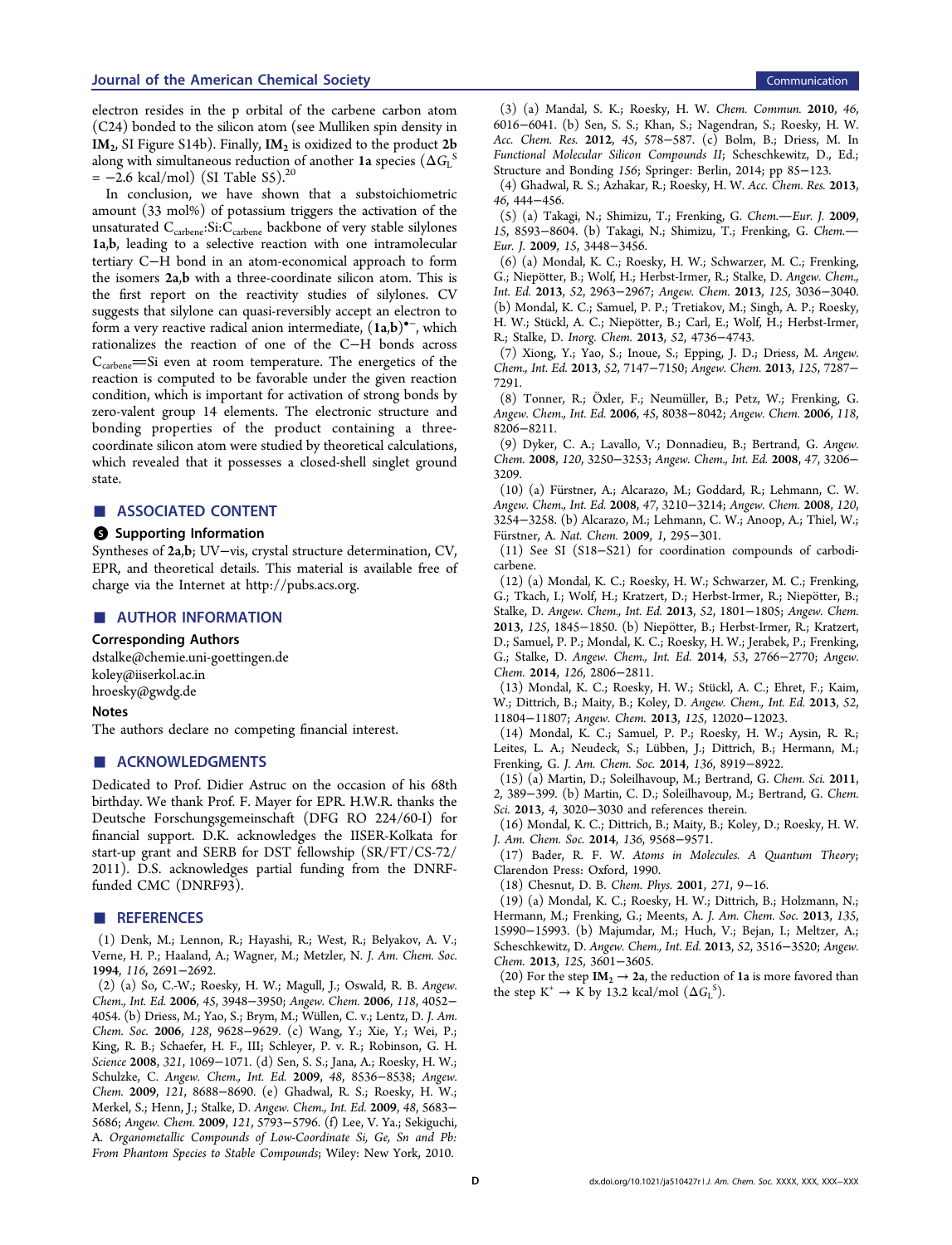electron resides in the p orbital of the carbene carbon atom (C24) bonded to the silicon atom (see Mulliken spin density in $IM_2$, SI Figure S14b). Finally, $IM_2$ is oxidized to the product **2b** along with simultaneous reduction of another **1a** species ($\Delta G_L^S$ = −2.6 kcal/mol) (SI Table S5).[20]

In conclusion, we have shown that a substoichiometric amount (33 mol%) of potassium triggers the activation of the unsaturated $C_{carbene}$:Si:$C_{carbene}$ backbone of very stable silylones **1a**,**b**, leading to a selective reaction with one intramolecular tertiary C−H bond in an atom-economical approach to form the isomers **2a**,**b** with a three-coordinate silicon atom. This is the first report on the reactivity studies of silylones. CV suggests that silylone can quasi-reversibly accept an electron to form a very reactive radical anion intermediate, $(\mathbf{1a,b})^{\bullet-}$, which rationalizes the reaction of one of the C−H bonds across $C_{carbene}$=Si even at room temperature. The energetics of the reaction is computed to be favorable under the given reaction condition, which is important for activation of strong bonds by zero-valent group 14 elements. The electronic structure and bonding properties of the product containing a three-coordinate silicon atom were studied by theoretical calculations, which revealed that it possesses a closed-shell singlet ground state.

## ■ ASSOCIATED CONTENT

### Supporting Information

Syntheses of **2a**,**b**; UV−vis, crystal structure determination, CV, EPR, and theoretical details. This material is available free of charge via the Internet at http://pubs.acs.org.

## ■ AUTHOR INFORMATION

### Corresponding Authors

dstalke@chemie.uni-goettingen.de
koley@iiserkol.ac.in
hroesky@gwdg.de

### Notes

The authors declare no competing financial interest.

## ■ ACKNOWLEDGMENTS

Dedicated to Prof. Didier Astruc on the occasion of his 68th birthday. We thank Prof. F. Mayer for EPR. H.W.R. thanks the Deutsche Forschungsgemeinschaft (DFG RO 224/60-I) for financial support. D.K. acknowledges the IISER-Kolkata for start-up grant and SERB for DST fellowship (SR/FT/CS-72/2011). D.S. acknowledges partial funding from the DNRF-funded CMC (DNRF93).

## ■ REFERENCES

(1) Denk, M.; Lennon, R.; Hayashi, R.; West, R.; Belyakov, A. V.; Verne, H. P.; Haaland, A.; Wagner, M.; Metzler, N. *J. Am. Chem. Soc.* **1994**, *116*, 2691−2692.

(2) (a) So, C.-W.; Roesky, H. W.; Magull, J.; Oswald, R. B. *Angew. Chem., Int. Ed.* **2006**, *45*, 3948−3950; *Angew. Chem.* **2006**, *118*, 4052−4054. (b) Driess, M.; Yao, S.; Brym, M.; Wüllen, C. v.; Lentz, D. *J. Am. Chem. Soc.* **2006**, *128*, 9628−9629. (c) Wang, Y.; Xie, Y.; Wei, P.; King, R. B.; Schaefer, H. F., III; Schleyer, P. v. R.; Robinson, G. H. *Science* **2008**, *321*, 1069−1071. (d) Sen, S. S.; Jana, A.; Roesky, H. W.; Schulzke, C. *Angew. Chem., Int. Ed.* **2009**, *48*, 8536−8538; *Angew. Chem.* **2009**, *121*, 8688−8690. (e) Ghadwal, R. S.; Roesky, H. W.; Merkel, S.; Henn, J.; Stalke, D. *Angew. Chem., Int. Ed.* **2009**, *48*, 5683−5686; *Angew. Chem.* **2009**, *121*, 5793−5796. (f) Lee, V. Ya.; Sekiguchi, A. *Organometallic Compounds of Low-Coordinate Si, Ge, Sn and Pb: From Phantom Species to Stable Compounds*; Wiley: New York, 2010.

(3) (a) Mandal, S. K.; Roesky, H. W. *Chem. Commun.* **2010**, *46*, 6016−6041. (b) Sen, S. S.; Khan, S.; Nagendran, S.; Roesky, H. W. *Acc. Chem. Res.* **2012**, *45*, 578−587. (c) Bolm, B.; Driess, M. In *Functional Molecular Silicon Compounds II*; Scheschkewitz, D., Ed.; Structure and Bonding *156*; Springer: Berlin, 2014; pp 85−123.

(4) Ghadwal, R. S.; Azhakar, R.; Roesky, H. W. *Acc. Chem. Res.* **2013**, *46*, 444−456.

(5) (a) Takagi, N.; Shimizu, T.; Frenking, G. *Chem.—Eur. J.* **2009**, *15*, 8593−8604. (b) Takagi, N.; Shimizu, T.; Frenking, G. *Chem.—Eur. J.* **2009**, *15*, 3448−3456.

(6) (a) Mondal, K. C.; Roesky, H. W.; Schwarzer, M. C.; Frenking, G.; Niepötter, B.; Wolf, H.; Herbst-Irmer, R.; Stalke, D. *Angew. Chem., Int. Ed.* **2013**, *52*, 2963−2967; *Angew. Chem.* **2013**, *125*, 3036−3040. (b) Mondal, K. C.; Samuel, P. P.; Tretiakov, M.; Singh, A. P.; Roesky, H. W.; Stückl, A. C.; Niepötter, B.; Carl, E.; Wolf, H.; Herbst-Irmer, R.; Stalke, D. *Inorg. Chem.* **2013**, *52*, 4736−4743.

(7) Xiong, Y.; Yao, S.; Inoue, S.; Epping, J. D.; Driess, M. *Angew. Chem., Int. Ed.* **2013**, *52*, 7147−7150; *Angew. Chem.* **2013**, *125*, 7287−7291.

(8) Tonner, R.; Öxler, F.; Neumüller, B.; Petz, W.; Frenking, G. *Angew. Chem., Int. Ed.* **2006**, *45*, 8038−8042; *Angew. Chem.* **2006**, *118*, 8206−8211.

(9) Dyker, C. A.; Lavallo, V.; Donnadieu, B.; Bertrand, G. *Angew. Chem.* **2008**, *120*, 3250−3253; *Angew. Chem., Int. Ed.* **2008**, *47*, 3206−3209.

(10) (a) Fürstner, A.; Alcarazo, M.; Goddard, R.; Lehmann, C. W. *Angew. Chem., Int. Ed.* **2008**, *47*, 3210−3214; *Angew. Chem.* **2008**, *120*, 3254−3258. (b) Alcarazo, M.; Lehmann, C. W.; Anoop, A.; Thiel, W.; Fürstner, A. *Nat. Chem.* **2009**, *1*, 295−301.

(11) See SI (S18−S21) for coordination compounds of carbodicarbene.

(12) (a) Mondal, K. C.; Roesky, H. W.; Schwarzer, M. C.; Frenking, G.; Tkach, I.; Wolf, H.; Kratzert, D.; Herbst-Irmer, R.; Niepötter, B.; Stalke, D. *Angew. Chem., Int. Ed.* **2013**, *52*, 1801−1805; *Angew. Chem.* **2013**, *125*, 1845−1850. (b) Niepötter, B.; Herbst-Irmer, R.; Kratzert, D.; Samuel, P. P.; Mondal, K. C.; Roesky, H. W.; Jerabek, P.; Frenking, G.; Stalke, D. *Angew. Chem., Int. Ed.* **2014**, *53*, 2766−2770; *Angew. Chem.* **2014**, *126*, 2806−2811.

(13) Mondal, K. C.; Roesky, H. W.; Stückl, A. C.; Ehret, F.; Kaim, W.; Dittrich, B.; Maity, B.; Koley, D. *Angew. Chem., Int. Ed.* **2013**, *52*, 11804−11807; *Angew. Chem.* **2013**, *125*, 12020−12023.

(14) Mondal, K. C.; Samuel, P. P.; Roesky, H. W.; Aysin, R. R.; Leites, L. A.; Neudeck, S.; Lübben, J.; Dittrich, B.; Hermann, M.; Frenking, G. *J. Am. Chem. Soc.* **2014**, *136*, 8919−8922.

(15) (a) Martin, D.; Soleilhavoup, M.; Bertrand, G. *Chem. Sci.* **2011**, *2*, 389−399. (b) Martin, C. D.; Soleilhavoup, M.; Bertrand, G. *Chem. Sci.* **2013**, *4*, 3020−3030 and references therein.

(16) Mondal, K. C.; Dittrich, B.; Maity, B.; Koley, D.; Roesky, H. W. *J. Am. Chem. Soc.* **2014**, *136*, 9568−9571.

(17) Bader, R. F. W. *Atoms in Molecules. A Quantum Theory*; Clarendon Press: Oxford, 1990.

(18) Chesnut, D. B. *Chem. Phys.* **2001**, *271*, 9−16.

(19) (a) Mondal, K. C.; Roesky, H. W.; Dittrich, B.; Holzmann, N.; Hermann, M.; Frenking, G.; Meents, A. *J. Am. Chem. Soc.* **2013**, *135*, 15990−15993. (b) Majumdar, M.; Huch, V.; Bejan, I.; Meltzer, A.; Scheschkewitz, D. *Angew. Chem., Int. Ed.* **2013**, *52*, 3516−3520; *Angew. Chem.* **2013**, *125*, 3601−3605.

(20) For the step $IM_2 \rightarrow$ **2a**, the reduction of **1a** is more favored than the step $K^+ \rightarrow K$ by 13.2 kcal/mol ($\Delta G_L^S$).